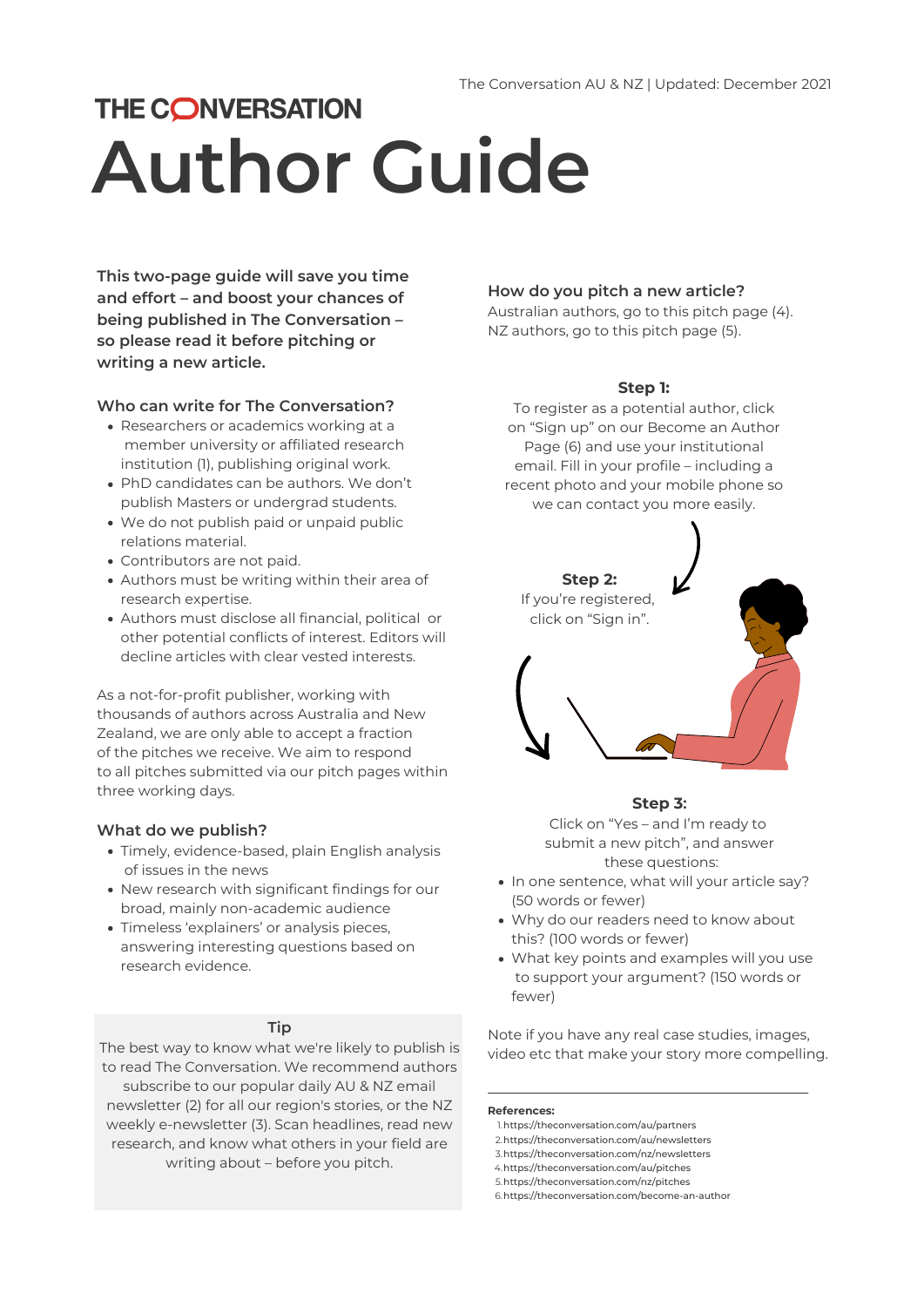The Conversation AU & NZ | Updated: December 2021

THE CONVERSATION

# Author Guide

**This two-page guide will save you time and effort – and boost your chances of being published in The Conversation – so please read it before pitching or writing a new article.**

### Who can write for The Conversation?

- Researchers or academics working at a member university or affiliated research institution (1), publishing original work.
- PhD candidates can be authors. We don't publish Masters or undergrad students.
- We do not publish paid or unpaid public relations material.
- Contributors are not paid.
- Authors must be writing within their area of research expertise.
- Authors must disclose all financial, political or other potential conflicts of interest. Editors will decline articles with clear vested interests.

As a not-for-profit publisher, working with thousands of authors across Australia and New Zealand, we are only able to accept a fraction of the pitches we receive. We aim to respond to all pitches submitted via our pitch pages within three working days.

### What do we publish?

- Timely, evidence-based, plain English analysis of issues in the news
- New research with significant findings for our broad, mainly non-academic audience
- Timeless 'explainers' or analysis pieces, answering interesting questions based on research evidence.

**Tip**

The best way to know what we're likely to publish is to read The Conversation. We recommend authors subscribe to our popular daily AU & NZ email newsletter (2) for all our region's stories, or the NZ weekly e-newsletter (3). Scan headlines, read new research, and know what others in your field are writing about – before you pitch.

### How do you pitch a new article?

Australian authors, go to this pitch page (4).
NZ authors, go to this pitch page (5).

**Step 1:**

To register as a potential author, click on "Sign up" on our Become an Author Page (6) and use your institutional email. Fill in your profile – including a recent photo and your mobile phone so we can contact you more easily.

**Step 2:**

If you're registered, click on "Sign in".

**Step 3:**

Click on "Yes – and I'm ready to submit a new pitch", and answer these questions:

- In one sentence, what will your article say? (50 words or fewer)
- Why do our readers need to know about this? (100 words or fewer)
- What key points and examples will you use to support your argument? (150 words or fewer)

Note if you have any real case studies, images, video etc that make your story more compelling.

**References:**

1. https://theconversation.com/au/partners
2. https://theconversation.com/au/newsletters
3. https://theconversation.com/nz/newsletters
4. https://theconversation.com/au/pitches
5. https://theconversation.com/nz/pitches
6. https://theconversation.com/become-an-author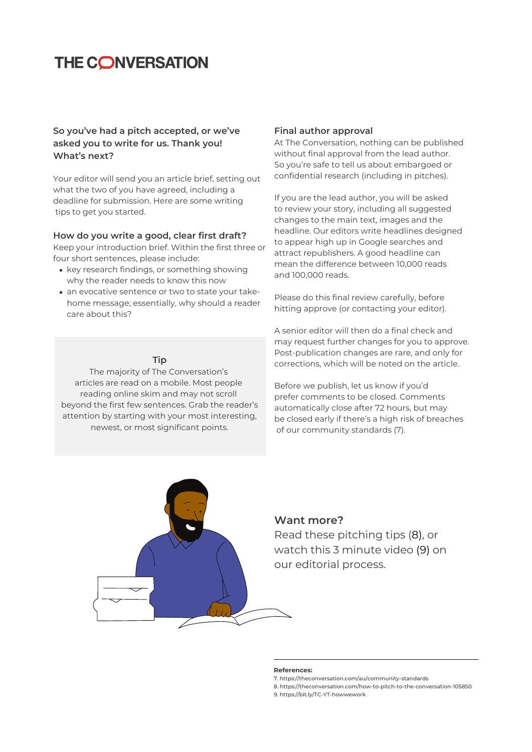# THE CONVERSATION

### So you've had a pitch accepted, or we've asked you to write for us. Thank you! What's next?

Your editor will send you an article brief, setting out what the two of you have agreed, including a deadline for submission. Here are some writing tips to get you started.

### How do you write a good, clear first draft?

Keep your introduction brief. Within the first three or four short sentences, please include:

- key research findings, or something showing why the reader needs to know this now
- an evocative sentence or two to state your take-home message; essentially, why should a reader care about this?

> **Tip**
>
> The majority of The Conversation's articles are read on a mobile. Most people reading online skim and may not scroll beyond the first few sentences. Grab the reader's attention by starting with your most interesting, newest, or most significant points.

### Final author approval

At The Conversation, nothing can be published without final approval from the lead author. So you're safe to tell us about embargoed or confidential research (including in pitches).

If you are the lead author, you will be asked to review your story, including all suggested changes to the main text, images and the headline. Our editors write headlines designed to appear high up in Google searches and attract republishers. A good headline can mean the difference between 10,000 reads and 100,000 reads.

Please do this final review carefully, before hitting approve (or contacting your editor).

A senior editor will then do a final check and may request further changes for you to approve. Post-publication changes are rare, and only for corrections, which will be noted on the article.

Before we publish, let us know if you'd prefer comments to be closed. Comments automatically close after 72 hours, but may be closed early if there's a high risk of breaches of our community standards (7).

### Want more?

Read these pitching tips (8), or watch this 3 minute video (9) on our editorial process.

---

**References:**

7. https://theconversation.com/au/community-standards
8. https://theconversation.com/how-to-pitch-to-the-conversation-105850
9. https://bit.ly/TC-YT-howwework